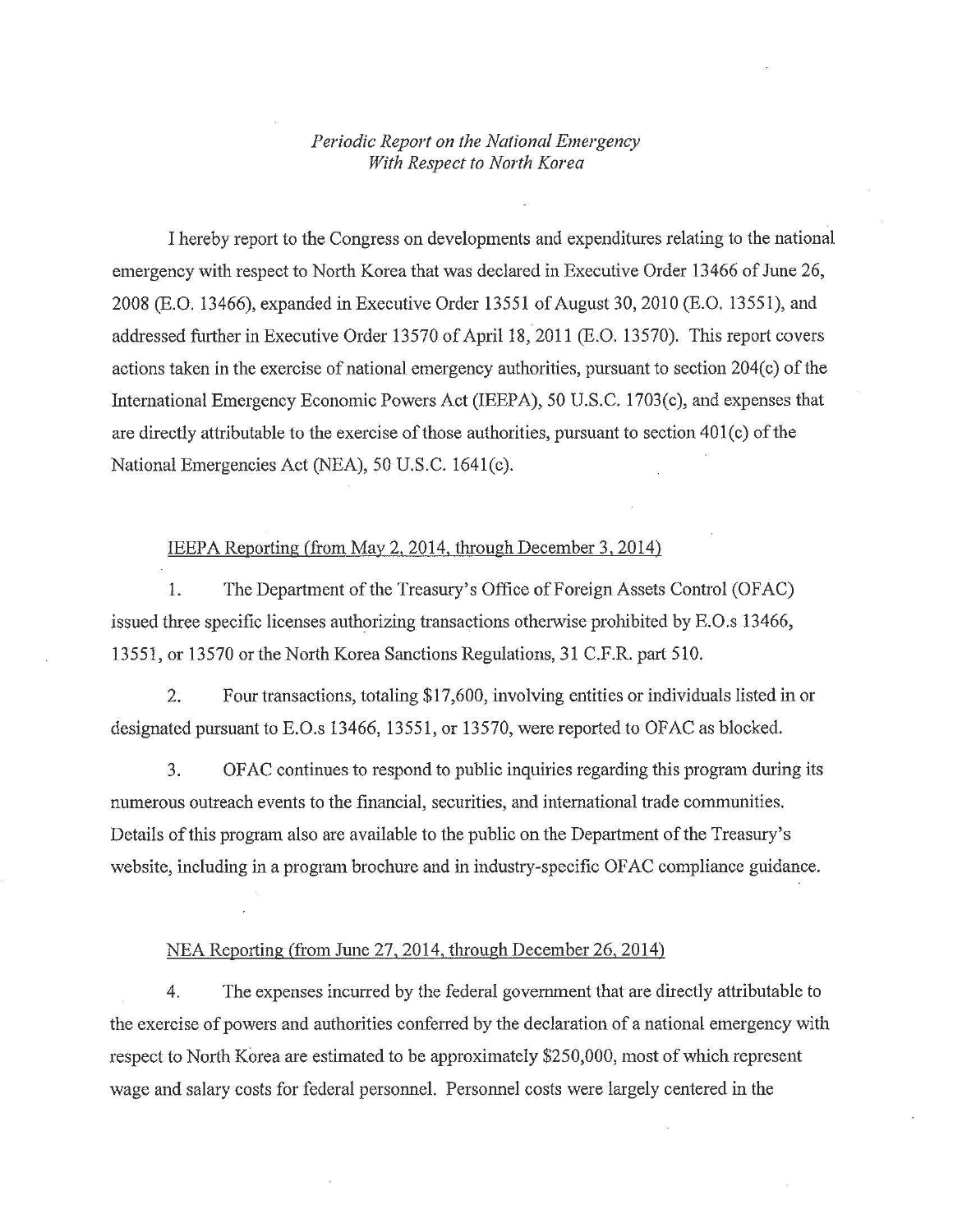*Periodic Report on the National Emergency With Respect to North Korea*

I hereby report to the Congress on developments and expenditures relating to the national emergency with respect to North Korea that was declared in Executive Order 13466 of June 26, 2008 (E.O. 13466), expanded in Executive Order 13551 of August 30, 2010 (E.O. 13551), and addressed further in Executive Order 13570 of April 18, 2011 (E.O. 13570). This report covers actions taken in the exercise of national emergency authorities, pursuant to section 204(c) of the International Emergency Economic Powers Act (IEEPA), 50 U.S.C. 1703(c), and expenses that are directly attributable to the exercise of those authorities, pursuant to section 401(c) of the National Emergencies Act (NEA), 50 U.S.C. 1641(c).

IEEPA Reporting (from May 2, 2014, through December 3, 2014)

1. The Department of the Treasury's Office of Foreign Assets Control (OFAC) issued three specific licenses authorizing transactions otherwise prohibited by E.O.s 13466, 13551, or 13570 or the North Korea Sanctions Regulations, 31 C.F.R. part 510.

2. Four transactions, totaling $17,600, involving entities or individuals listed in or designated pursuant to E.O.s 13466, 13551, or 13570, were reported to OFAC as blocked.

3. OFAC continues to respond to public inquiries regarding this program during its numerous outreach events to the financial, securities, and international trade communities. Details of this program also are available to the public on the Department of the Treasury's website, including in a program brochure and in industry-specific OFAC compliance guidance.

NEA Reporting (from June 27, 2014, through December 26, 2014)

4. The expenses incurred by the federal government that are directly attributable to the exercise of powers and authorities conferred by the declaration of a national emergency with respect to North Korea are estimated to be approximately $250,000, most of which represent wage and salary costs for federal personnel. Personnel costs were largely centered in the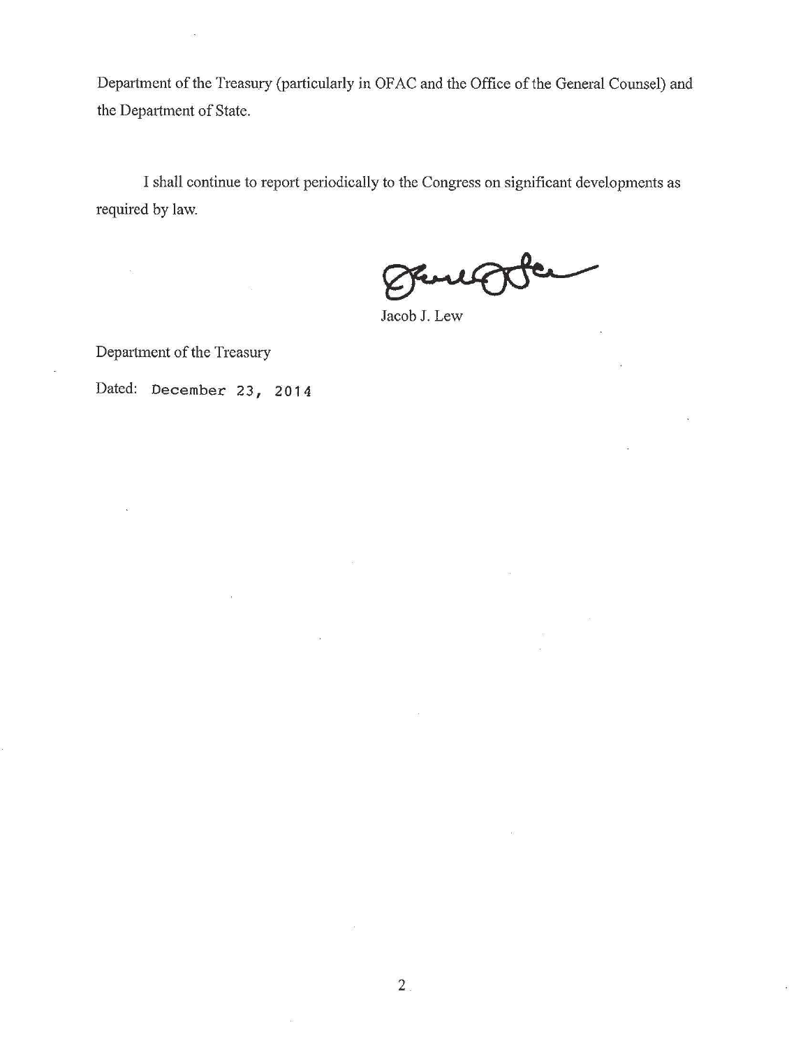Department of the Treasury (particularly in OFAC and the Office of the General Counsel) and the Department of State.

I shall continue to report periodically to the Congress on significant developments as required by law.

Jacob J. Lew

Department of the Treasury

Dated: December 23, 2014